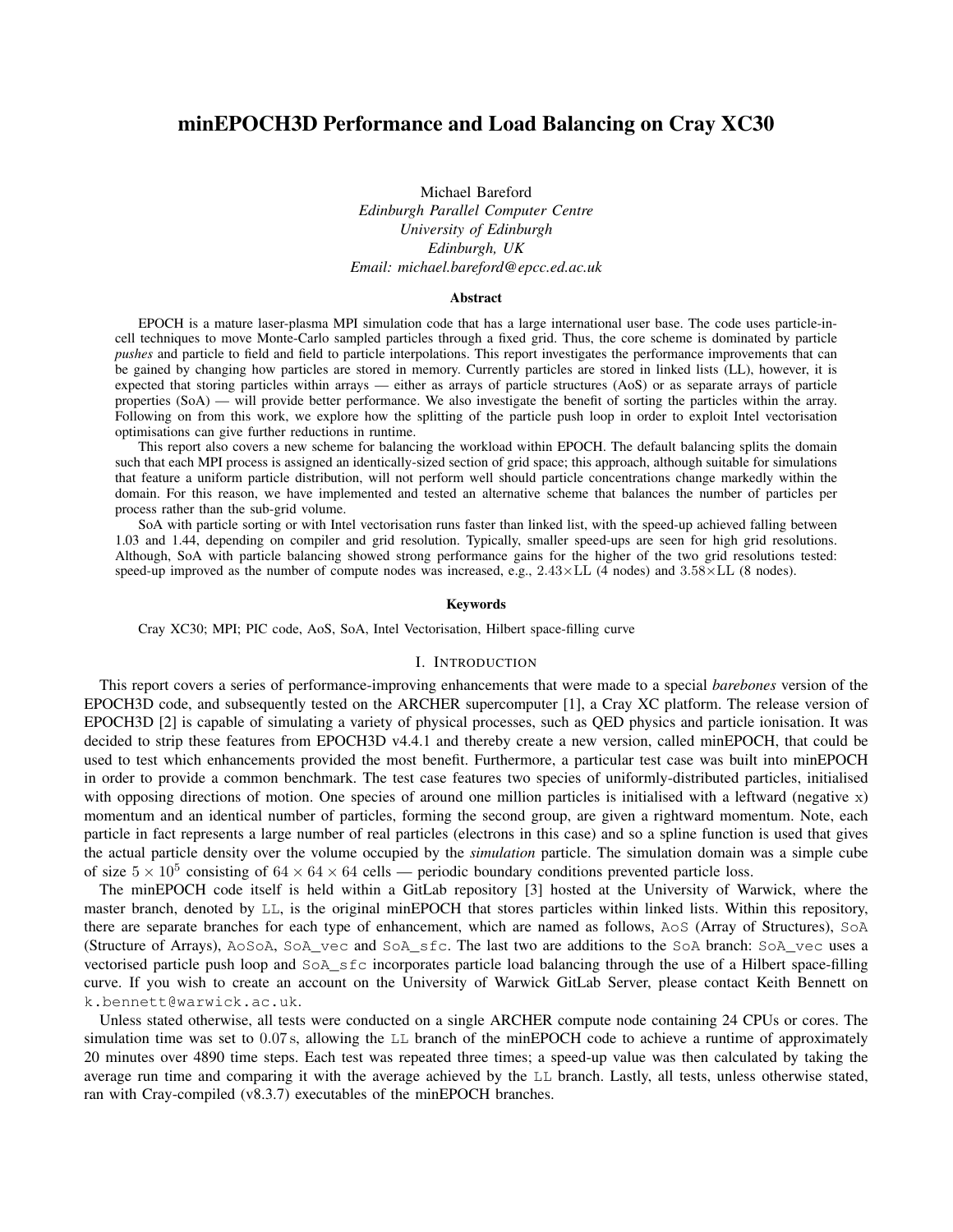# minEPOCH3D Performance and Load Balancing on Cray XC30

Michael Bareford
*Edinburgh Parallel Computer Centre*
*University of Edinburgh*
*Edinburgh, UK*
*Email: michael.bareford@epcc.ed.ac.uk*

## Abstract

EPOCH is a mature laser-plasma MPI simulation code that has a large international user base. The code uses particle-in-cell techniques to move Monte-Carlo sampled particles through a fixed grid. Thus, the core scheme is dominated by particle *pushes* and particle to field and field to particle interpolations. This report investigates the performance improvements that can be gained by changing how particles are stored in memory. Currently particles are stored in linked lists (LL), however, it is expected that storing particles within arrays — either as arrays of particle structures (AoS) or as separate arrays of particle properties (SoA) — will provide better performance. We also investigate the benefit of sorting the particles within the array. Following on from this work, we explore how the splitting of the particle push loop in order to exploit Intel vectorisation optimisations can give further reductions in runtime.

This report also covers a new scheme for balancing the workload within EPOCH. The default balancing splits the domain such that each MPI process is assigned an identically-sized section of grid space; this approach, although suitable for simulations that feature a uniform particle distribution, will not perform well should particle concentrations change markedly within the domain. For this reason, we have implemented and tested an alternative scheme that balances the number of particles per process rather than the sub-grid volume.

SoA with particle sorting or with Intel vectorisation runs faster than linked list, with the speed-up achieved falling between 1.03 and 1.44, depending on compiler and grid resolution. Typically, smaller speed-ups are seen for high grid resolutions. Although, SoA with particle balancing showed strong performance gains for the higher of the two grid resolutions tested: speed-up improved as the number of compute nodes was increased, e.g., $2.43\times$LL (4 nodes) and $3.58\times$LL (8 nodes).

### Keywords

Cray XC30; MPI; PIC code, AoS, SoA, Intel Vectorisation, Hilbert space-filling curve

## I. Introduction

This report covers a series of performance-improving enhancements that were made to a special *barebones* version of the EPOCH3D code, and subsequently tested on the ARCHER supercomputer [1], a Cray XC platform. The release version of EPOCH3D [2] is capable of simulating a variety of physical processes, such as QED physics and particle ionisation. It was decided to strip these features from EPOCH3D v4.4.1 and thereby create a new version, called minEPOCH, that could be used to test which enhancements provided the most benefit. Furthermore, a particular test case was built into minEPOCH in order to provide a common benchmark. The test case features two species of uniformly-distributed particles, initialised with opposing directions of motion. One species of around one million particles is initialised with a leftward (negative `x`) momentum and an identical number of particles, forming the second group, are given a rightward momentum. Note, each particle in fact represents a large number of real particles (electrons in this case) and so a spline function is used that gives the actual particle density over the volume occupied by the *simulation* particle. The simulation domain was a simple cube of size $5 \times 10^5$ consisting of $64 \times 64 \times 64$ cells — periodic boundary conditions prevented particle loss.

The minEPOCH code itself is held within a GitLab repository [3] hosted at the University of Warwick, where the master branch, denoted by `LL`, is the original minEPOCH that stores particles within linked lists. Within this repository, there are separate branches for each type of enhancement, which are named as follows, `AoS` (Array of Structures), `SoA` (Structure of Arrays), `AoSoA`, `SoA_vec` and `SoA_sfc`. The last two are additions to the `SoA` branch: `SoA_vec` uses a vectorised particle push loop and `SoA_sfc` incorporates particle load balancing through the use of a Hilbert space-filling curve. If you wish to create an account on the University of Warwick GitLab Server, please contact Keith Bennett on `k.bennett@warwick.ac.uk`.

Unless stated otherwise, all tests were conducted on a single ARCHER compute node containing 24 CPUs or cores. The simulation time was set to 0.07 s, allowing the `LL` branch of the minEPOCH code to achieve a runtime of approximately 20 minutes over 4890 time steps. Each test was repeated three times; a speed-up value was then calculated by taking the average run time and comparing it with the average achieved by the `LL` branch. Lastly, all tests, unless otherwise stated, ran with Cray-compiled (v8.3.7) executables of the minEPOCH branches.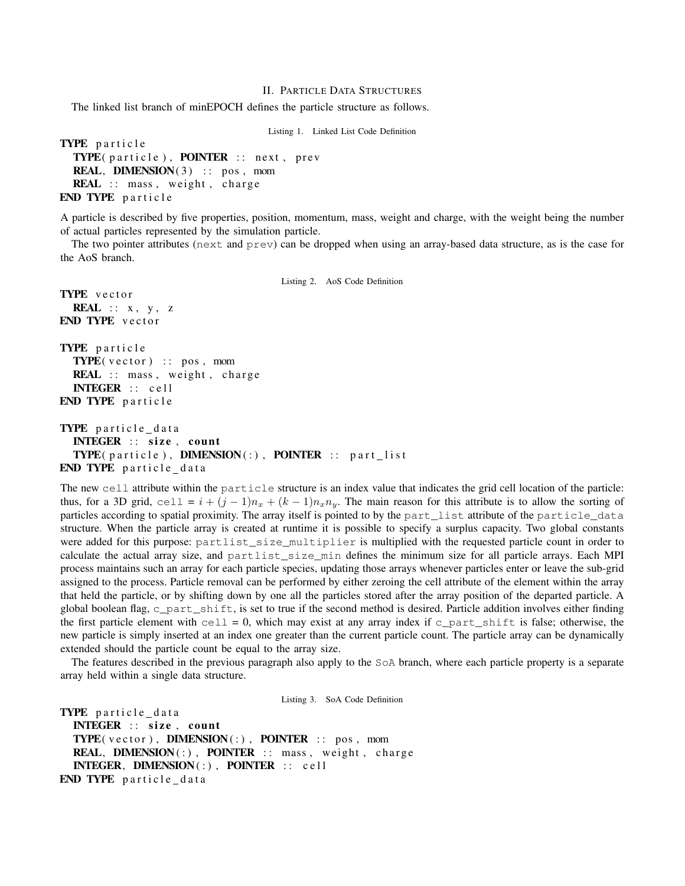## II. Particle Data Structures

The linked list branch of minEPOCH defines the particle structure as follows.

Listing 1. Linked List Code Definition

```
TYPE particle
  TYPE(particle), POINTER :: next, prev
  REAL, DIMENSION(3) :: pos, mom
  REAL :: mass, weight, charge
END TYPE particle
```

A particle is described by five properties, position, momentum, mass, weight and charge, with the weight being the number of actual particles represented by the simulation particle.

The two pointer attributes (next and prev) can be dropped when using an array-based data structure, as is the case for the AoS branch.

Listing 2. AoS Code Definition

```
TYPE vector
  REAL :: x, y, z
END TYPE vector

TYPE particle
  TYPE(vector) :: pos, mom
  REAL :: mass, weight, charge
  INTEGER :: cell
END TYPE particle

TYPE particle_data
  INTEGER :: size, count
  TYPE(particle), DIMENSION(:), POINTER :: part_list
END TYPE particle_data
```

The new cell attribute within the particle structure is an index value that indicates the grid cell location of the particle: thus, for a 3D grid, cell = $i + (j-1)n_x + (k-1)n_x n_y$. The main reason for this attribute is to allow the sorting of particles according to spatial proximity. The array itself is pointed to by the part_list attribute of the particle_data structure. When the particle array is created at runtime it is possible to specify a surplus capacity. Two global constants were added for this purpose: partlist_size_multiplier is multiplied with the requested particle count in order to calculate the actual array size, and partlist_size_min defines the minimum size for all particle arrays. Each MPI process maintains such an array for each particle species, updating those arrays whenever particles enter or leave the sub-grid assigned to the process. Particle removal can be performed by either zeroing the cell attribute of the element within the array that held the particle, or by shifting down by one all the particles stored after the array position of the departed particle. A global boolean flag, c_part_shift, is set to true if the second method is desired. Particle addition involves either finding the first particle element with cell = 0, which may exist at any array index if c_part_shift is false; otherwise, the new particle is simply inserted at an index one greater than the current particle count. The particle array can be dynamically extended should the particle count be equal to the array size.

The features described in the previous paragraph also apply to the SoA branch, where each particle property is a separate array held within a single data structure.

Listing 3. SoA Code Definition

```
TYPE particle_data
  INTEGER :: size, count
  TYPE(vector), DIMENSION(:), POINTER :: pos, mom
  REAL, DIMENSION(:), POINTER :: mass, weight, charge
  INTEGER, DIMENSION(:), POINTER :: cell
END TYPE particle_data
```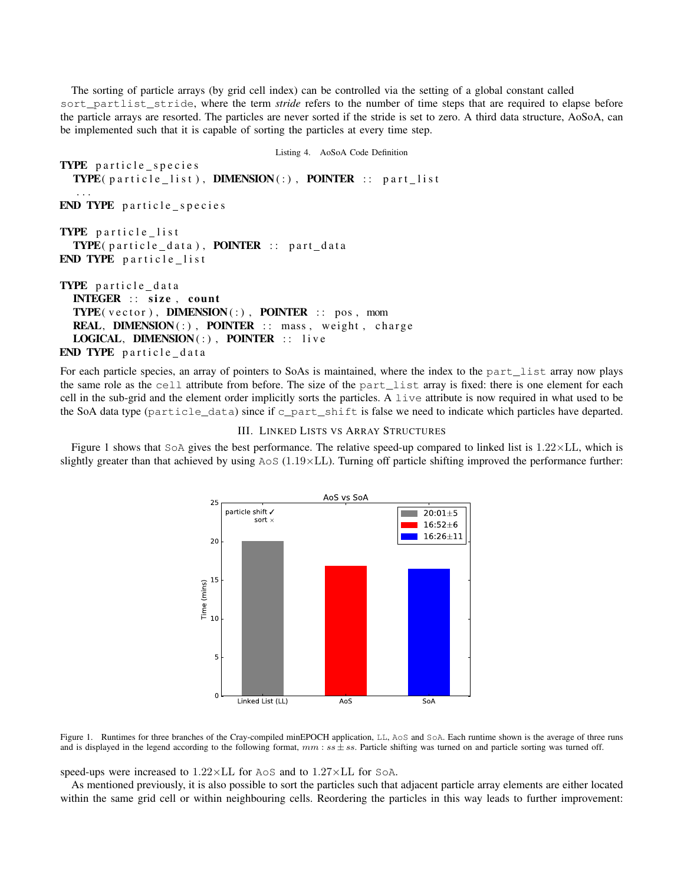The sorting of particle arrays (by grid cell index) can be controlled via the setting of a global constant called `sort_partlist_stride`, where the term *stride* refers to the number of time steps that are required to elapse before the particle arrays are resorted. The particles are never sorted if the stride is set to zero. A third data structure, AoSoA, can be implemented such that it is capable of sorting the particles at every time step.

Listing 4. AoSoA Code Definition

```
TYPE particle_species
  TYPE(particle_list), DIMENSION(:), POINTER :: part_list
  ...
END TYPE particle_species

TYPE particle_list
  TYPE(particle_data), POINTER :: part_data
END TYPE particle_list

TYPE particle_data
  INTEGER :: size, count
  TYPE(vector), DIMENSION(:), POINTER :: pos, mom
  REAL, DIMENSION(:), POINTER :: mass, weight, charge
  LOGICAL, DIMENSION(:), POINTER :: live
END TYPE particle_data
```

For each particle species, an array of pointers to SoAs is maintained, where the index to the `part_list` array now plays the same role as the `cell` attribute from before. The size of the `part_list` array is fixed: there is one element for each cell in the sub-grid and the element order implicitly sorts the particles. A `live` attribute is now required in what used to be the SoA data type (`particle_data`) since if `c_part_shift` is false we need to indicate which particles have departed.

## III. Linked Lists vs Array Structures

Figure 1 shows that `SoA` gives the best performance. The relative speed-up compared to linked list is $1.22\times$LL, which is slightly greater than that achieved by using `AoS` ($1.19\times$LL). Turning off particle shifting improved the performance further: speed-ups were increased to $1.22\times$LL for `AoS` and to $1.27\times$LL for `SoA`.

Figure 1. Runtimes for three branches of the Cray-compiled minEPOCH application, `LL`, `AoS` and `SoA`. Each runtime shown is the average of three runs and is displayed in the legend according to the following format, $mm : ss \pm ss$. Particle shifting was turned on and particle sorting was turned off.

As mentioned previously, it is also possible to sort the particles such that adjacent particle array elements are either located within the same grid cell or within neighbouring cells. Reordering the particles in this way leads to further improvement: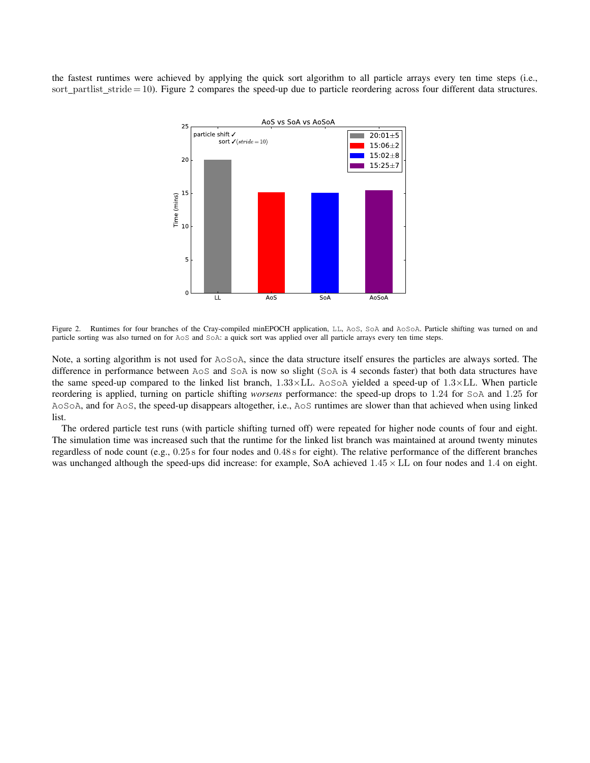the fastest runtimes were achieved by applying the quick sort algorithm to all particle arrays every ten time steps (i.e., sort_partlist_stride = 10). Figure 2 compares the speed-up due to particle reordering across four different data structures.

Figure 2. Runtimes for four branches of the Cray-compiled minEPOCH application, `LL`, `AoS`, `SoA` and `AoSoA`. Particle shifting was turned on and particle sorting was also turned on for `AoS` and `SoA`: a quick sort was applied over all particle arrays every ten time steps.

Note, a sorting algorithm is not used for `AoSoA`, since the data structure itself ensures the particles are always sorted. The difference in performance between `AoS` and `SoA` is now so slight (`SoA` is 4 seconds faster) that both data structures have the same speed-up compared to the linked list branch, $1.33\times$LL. `AoSoA` yielded a speed-up of $1.3\times$LL. When particle reordering is applied, turning on particle shifting ***worsens*** performance: the speed-up drops to 1.24 for `SoA` and 1.25 for `AoSoA`, and for `AoS`, the speed-up disappears altogether, i.e., `AoS` runtimes are slower than that achieved when using linked list.

The ordered particle test runs (with particle shifting turned off) were repeated for higher node counts of four and eight. The simulation time was increased such that the runtime for the linked list branch was maintained at around twenty minutes regardless of node count (e.g., 0.25 s for four nodes and 0.48 s for eight). The relative performance of the different branches was unchanged although the speed-ups did increase: for example, SoA achieved $1.45 \times$ LL on four nodes and 1.4 on eight.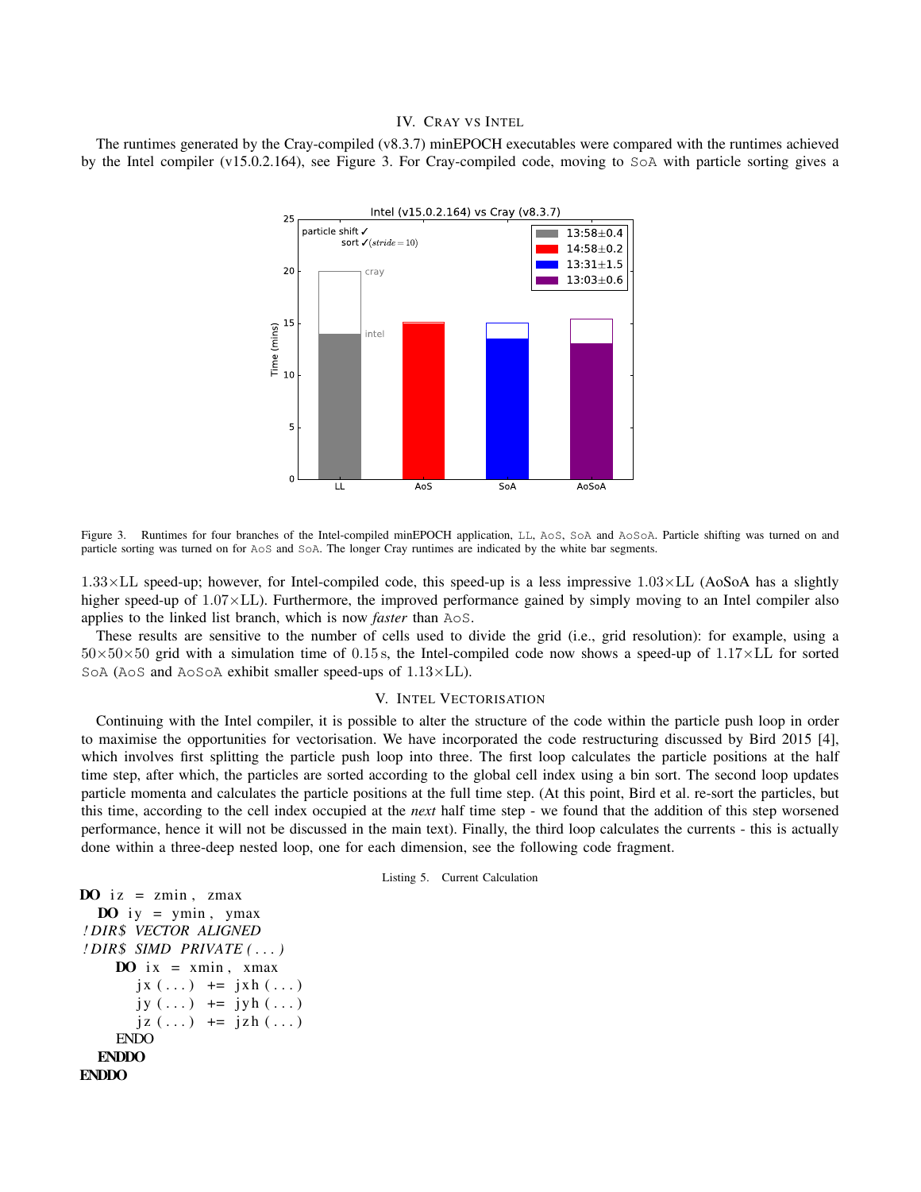## IV. Cray vs Intel

The runtimes generated by the Cray-compiled (v8.3.7) minEPOCH executables were compared with the runtimes achieved by the Intel compiler (v15.0.2.164), see Figure 3. For Cray-compiled code, moving to SoA with particle sorting gives a $1.33\times$LL speed-up; however, for Intel-compiled code, this speed-up is a less impressive $1.03\times$LL (AoSoA has a slightly higher speed-up of $1.07\times$LL). Furthermore, the improved performance gained by simply moving to an Intel compiler also applies to the linked list branch, which is now *faster* than AoS.

Figure 3. Runtimes for four branches of the Intel-compiled minEPOCH application, LL, AoS, SoA and AoSoA. Particle shifting was turned on and particle sorting was turned on for AoS and SoA. The longer Cray runtimes are indicated by the white bar segments.

These results are sensitive to the number of cells used to divide the grid (i.e., grid resolution): for example, using a $50\times50\times50$ grid with a simulation time of $0.15\,$s, the Intel-compiled code now shows a speed-up of $1.17\times$LL for sorted SoA (AoS and AoSoA exhibit smaller speed-ups of $1.13\times$LL).

## V. Intel Vectorisation

Continuing with the Intel compiler, it is possible to alter the structure of the code within the particle push loop in order to maximise the opportunities for vectorisation. We have incorporated the code restructuring discussed by Bird 2015 [4], which involves first splitting the particle push loop into three. The first loop calculates the particle positions at the half time step, after which, the particles are sorted according to the global cell index using a bin sort. The second loop updates particle momenta and calculates the particle positions at the full time step. (At this point, Bird et al. re-sort the particles, but this time, according to the cell index occupied at the *next* half time step - we found that the addition of this step worsened performance, hence it will not be discussed in the main text). Finally, the third loop calculates the currents - this is actually done within a three-deep nested loop, one for each dimension, see the following code fragment.

Listing 5. Current Calculation

```
DO iz = zmin, zmax
  DO iy = ymin, ymax
!DIR$ VECTOR ALIGNED
!DIR$ SIMD PRIVATE(...)
    DO ix = xmin, xmax
      jx(...) += jxh(...)
      jy(...) += jyh(...)
      jz(...) += jzh(...)
    ENDDO
  ENDDO
ENDDO
```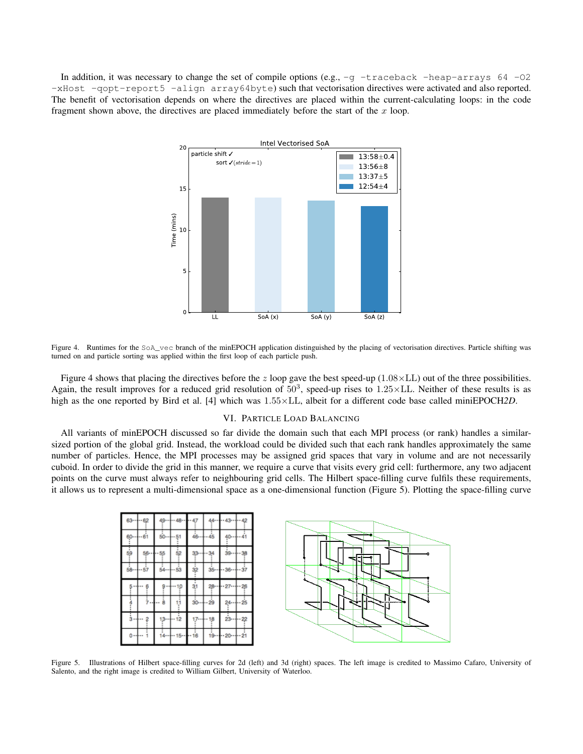In addition, it was necessary to change the set of compile options (e.g., `-g -traceback -heap-arrays 64 -O2 -xHost -qopt-report5 -align array64byte`) such that vectorisation directives were activated and also reported. The benefit of vectorisation depends on where the directives are placed within the current-calculating loops: in the code fragment shown above, the directives are placed immediately before the start of the $x$ loop.

Figure 4. Runtimes for the `SoA_vec` branch of the minEPOCH application distinguished by the placing of vectorisation directives. Particle shifting was turned on and particle sorting was applied within the first loop of each particle push.

Figure 4 shows that placing the directives before the $z$ loop gave the best speed-up ($1.08\times$LL) out of the three possibilities. Again, the result improves for a reduced grid resolution of $50^3$, speed-up rises to $1.25\times$LL. Neither of these results is as high as the one reported by Bird et al. [4] which was $1.55\times$LL, albeit for a different code base called miniEPOCH*2D*.

## VI. Particle Load Balancing

All variants of minEPOCH discussed so far divide the domain such that each MPI process (or rank) handles a similar-sized portion of the global grid. Instead, the workload could be divided such that each rank handles approximately the same number of particles. Hence, the MPI processes may be assigned grid spaces that vary in volume and are not necessarily cuboid. In order to divide the grid in this manner, we require a curve that visits every grid cell: furthermore, any two adjacent points on the curve must always refer to neighbouring grid cells. The Hilbert space-filling curve fulfils these requirements, it allows us to represent a multi-dimensional space as a one-dimensional function (Figure 5). Plotting the space-filling curve

Figure 5. Illustrations of Hilbert space-filling curves for 2d (left) and 3d (right) spaces. The left image is credited to Massimo Cafaro, University of Salento, and the right image is credited to William Gilbert, University of Waterloo.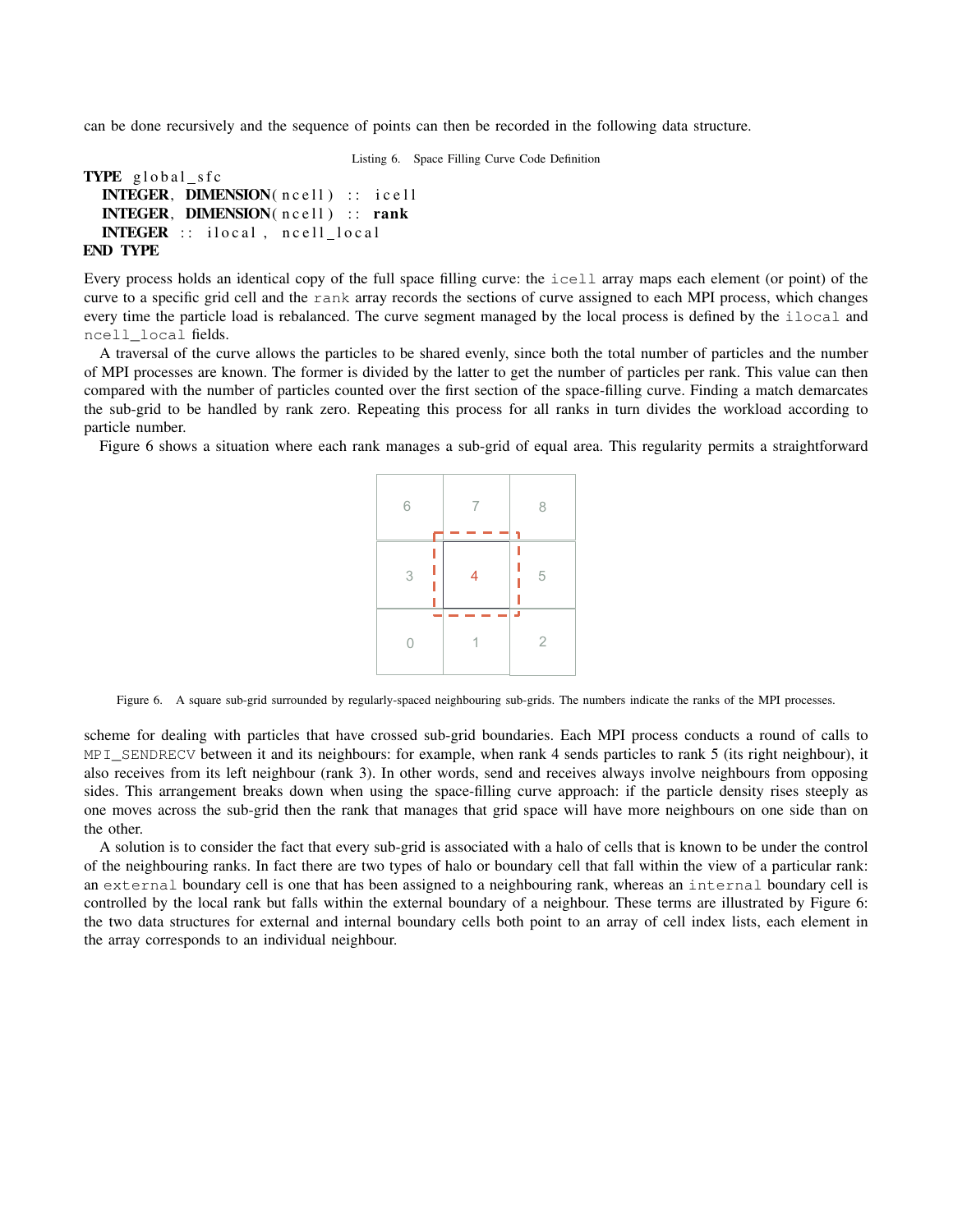can be done recursively and the sequence of points can then be recorded in the following data structure.

Listing 6. Space Filling Curve Code Definition

```
TYPE global_sfc
  INTEGER, DIMENSION(ncell) :: icell
  INTEGER, DIMENSION(ncell) :: rank
  INTEGER :: ilocal, ncell_local
END TYPE
```

Every process holds an identical copy of the full space filling curve: the `icell` array maps each element (or point) of the curve to a specific grid cell and the `rank` array records the sections of curve assigned to each MPI process, which changes every time the particle load is rebalanced. The curve segment managed by the local process is defined by the `ilocal` and `ncell_local` fields.

A traversal of the curve allows the particles to be shared evenly, since both the total number of particles and the number of MPI processes are known. The former is divided by the latter to get the number of particles per rank. This value can then compared with the number of particles counted over the first section of the space-filling curve. Finding a match demarcates the sub-grid to be handled by rank zero. Repeating this process for all ranks in turn divides the workload according to particle number.

Figure 6 shows a situation where each rank manages a sub-grid of equal area. This regularity permits a straightforward scheme for dealing with particles that have crossed sub-grid boundaries. Each MPI process conducts a round of calls to `MPI_SENDRECV` between it and its neighbours: for example, when rank 4 sends particles to rank 5 (its right neighbour), it also receives from its left neighbour (rank 3). In other words, send and receives always involve neighbours from opposing sides. This arrangement breaks down when using the space-filling curve approach: if the particle density rises steeply as one moves across the sub-grid then the rank that manages that grid space will have more neighbours on one side than on the other.

Figure 6. A square sub-grid surrounded by regularly-spaced neighbouring sub-grids. The numbers indicate the ranks of the MPI processes.

A solution is to consider the fact that every sub-grid is associated with a halo of cells that is known to be under the control of the neighbouring ranks. In fact there are two types of halo or boundary cell that fall within the view of a particular rank: an `external` boundary cell is one that has been assigned to a neighbouring rank, whereas an `internal` boundary cell is controlled by the local rank but falls within the external boundary of a neighbour. These terms are illustrated by Figure 6: the two data structures for external and internal boundary cells both point to an array of cell index lists, each element in the array corresponds to an individual neighbour.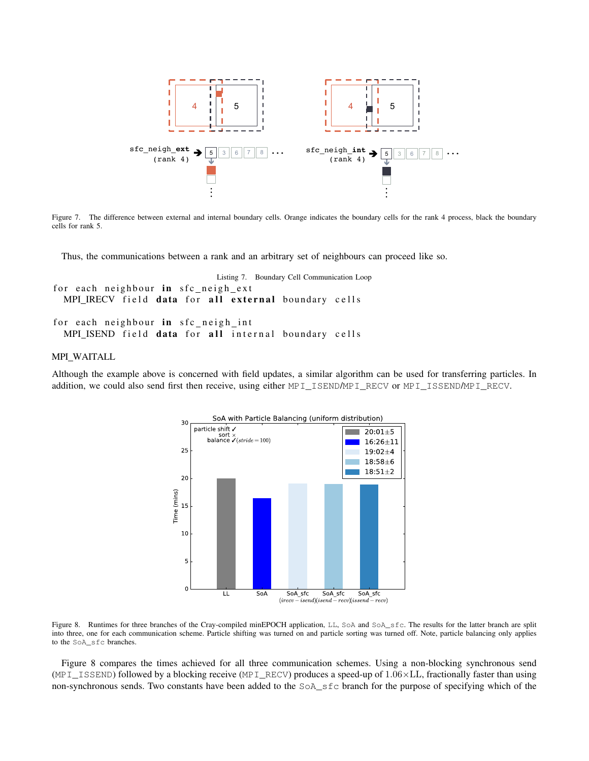Figure 7. The difference between external and internal boundary cells. Orange indicates the boundary cells for the rank 4 process, black the boundary cells for rank 5.

Thus, the communications between a rank and an arbitrary set of neighbours can proceed like so.

Listing 7. Boundary Cell Communication Loop

```
for each neighbour in sfc_neigh_ext
  MPI_IRECV field data for all external boundary cells

for each neighbour in sfc_neigh_int
  MPI_ISEND field data for all internal boundary cells
```

MPI_WAITALL

Although the example above is concerned with field updates, a similar algorithm can be used for transferring particles. In addition, we could also send first then receive, using either MPI_ISEND/MPI_RECV or MPI_ISSEND/MPI_RECV.

Figure 8. Runtimes for three branches of the Cray-compiled minEPOCH application, LL, SoA and SoA_sfc. The results for the latter branch are split into three, one for each communication scheme. Particle shifting was turned on and particle sorting was turned off. Note, particle balancing only applies to the SoA_sfc branches.

Figure 8 compares the times achieved for all three communication schemes. Using a non-blocking synchronous send (MPI_ISSEND) followed by a blocking receive (MPI_RECV) produces a speed-up of $1.06\times$LL, fractionally faster than using non-synchronous sends. Two constants have been added to the SoA_sfc branch for the purpose of specifying which of the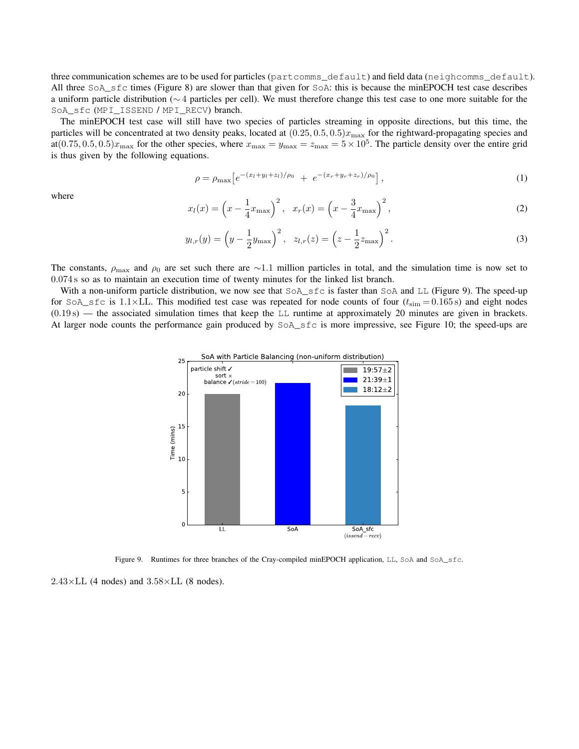three communication schemes are to be used for particles (`partcomms_default`) and field data (`neighcomms_default`). All three `SoA_sfc` times (Figure 8) are slower than that given for `SoA`: this is because the minEPOCH test case describes a uniform particle distribution ($\sim 4$ particles per cell). We must therefore change this test case to one more suitable for the `SoA_sfc` (`MPI_ISSEND` / `MPI_RECV`) branch.

The minEPOCH test case will still have two species of particles streaming in opposite directions, but this time, the particles will be concentrated at two density peaks, located at $(0.25, 0.5, 0.5)x_{\max}$ for the rightward-propagating species and at$(0.75, 0.5, 0.5)x_{\max}$ for the other species, where $x_{\max} = y_{\max} = z_{\max} = 5 \times 10^5$. The particle density over the entire grid is thus given by the following equations.

$$\rho = \rho_{\max}\Big[e^{-(x_l+y_l+z_l)/\rho_0} \; + \; e^{-(x_r+y_r+z_r)/\rho_0}\Big], \tag{1}$$

where

$$x_l(x) = \Big(x - \frac{1}{4}x_{\max}\Big)^2, \quad x_r(x) = \Big(x - \frac{3}{4}x_{\max}\Big)^2, \tag{2}$$

$$y_{l,r}(y) = \Big(y - \frac{1}{2}y_{\max}\Big)^2, \quad z_{l,r}(z) = \Big(z - \frac{1}{2}z_{\max}\Big)^2. \tag{3}$$

The constants, $\rho_{\max}$ and $\rho_0$ are set such there are $\sim 1.1$ million particles in total, and the simulation time is now set to $0.074\,\text{s}$ so as to maintain an execution time of twenty minutes for the linked list branch.

With a non-uniform particle distribution, we now see that `SoA_sfc` is faster than `SoA` and `LL` (Figure 9). The speed-up for `SoA_sfc` is $1.1\times$LL. This modified test case was repeated for node counts of four ($t_{\text{sim}} = 0.165\,\text{s}$) and eight nodes ($0.19\,\text{s}$) — the associated simulation times that keep the `LL` runtime at approximately 20 minutes are given in brackets. At larger node counts the performance gain produced by `SoA_sfc` is more impressive, see Figure 10; the speed-ups are $2.43\times$LL (4 nodes) and $3.58\times$LL (8 nodes).

Figure 9. Runtimes for three branches of the Cray-compiled minEPOCH application, `LL`, `SoA` and `SoA_sfc`.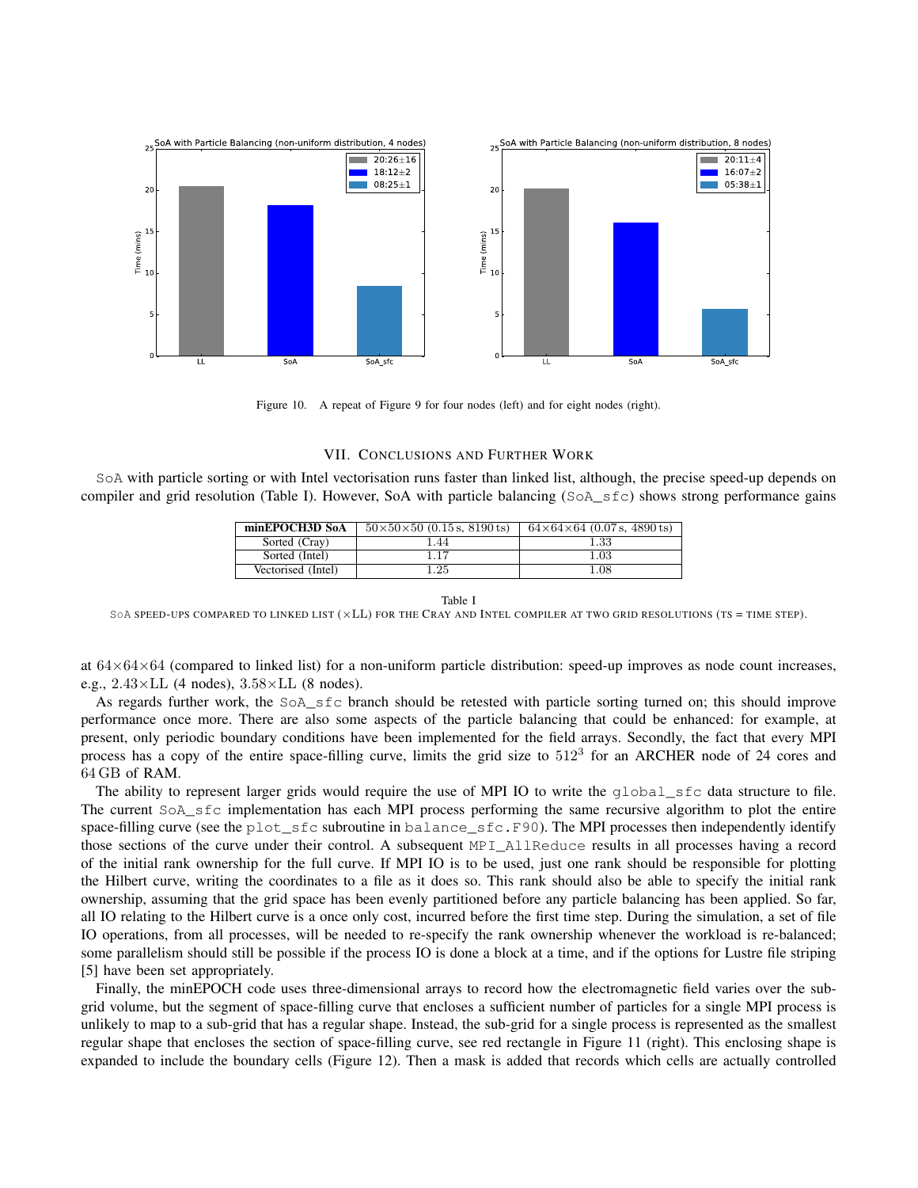Figure 10. A repeat of Figure 9 for four nodes (left) and for eight nodes (right).

## VII. Conclusions and Further Work

SoA with particle sorting or with Intel vectorisation runs faster than linked list, although, the precise speed-up depends on compiler and grid resolution (Table I). However, SoA with particle balancing (SoA_sfc) shows strong performance gains at $64\times64\times64$ (compared to linked list) for a non-uniform particle distribution: speed-up improves as node count increases, e.g., $2.43\times$LL (4 nodes), $3.58\times$LL (8 nodes).

| minEPOCH3D SoA | $50\times50\times50$ (0.15 s, 8190 ts) | $64\times64\times64$ (0.07 s, 4890 ts) |
|---|---|---|
| Sorted (Cray) | 1.44 | 1.33 |
| Sorted (Intel) | 1.17 | 1.03 |
| Vectorised (Intel) | 1.25 | 1.08 |

Table I
SoA speed-ups compared to linked list ($\times$LL) for the Cray and Intel compiler at two grid resolutions (ts = time step).

As regards further work, the SoA_sfc branch should be retested with particle sorting turned on; this should improve performance once more. There are also some aspects of the particle balancing that could be enhanced: for example, at present, only periodic boundary conditions have been implemented for the field arrays. Secondly, the fact that every MPI process has a copy of the entire space-filling curve, limits the grid size to $512^3$ for an ARCHER node of 24 cores and 64 GB of RAM.

The ability to represent larger grids would require the use of MPI IO to write the global_sfc data structure to file. The current SoA_sfc implementation has each MPI process performing the same recursive algorithm to plot the entire space-filling curve (see the plot_sfc subroutine in balance_sfc.F90). The MPI processes then independently identify those sections of the curve under their control. A subsequent MPI_AllReduce results in all processes having a record of the initial rank ownership for the full curve. If MPI IO is to be used, just one rank should be responsible for plotting the Hilbert curve, writing the coordinates to a file as it does so. This rank should also be able to specify the initial rank ownership, assuming that the grid space has been evenly partitioned before any particle balancing has been applied. So far, all IO relating to the Hilbert curve is a once only cost, incurred before the first time step. During the simulation, a set of file IO operations, from all processes, will be needed to re-specify the rank ownership whenever the workload is re-balanced; some parallelism should still be possible if the process IO is done a block at a time, and if the options for Lustre file striping [5] have been set appropriately.

Finally, the minEPOCH code uses three-dimensional arrays to record how the electromagnetic field varies over the sub-grid volume, but the segment of space-filling curve that encloses a sufficient number of particles for a single MPI process is unlikely to map to a sub-grid that has a regular shape. Instead, the sub-grid for a single process is represented as the smallest regular shape that encloses the section of space-filling curve, see red rectangle in Figure 11 (right). This enclosing shape is expanded to include the boundary cells (Figure 12). Then a mask is added that records which cells are actually controlled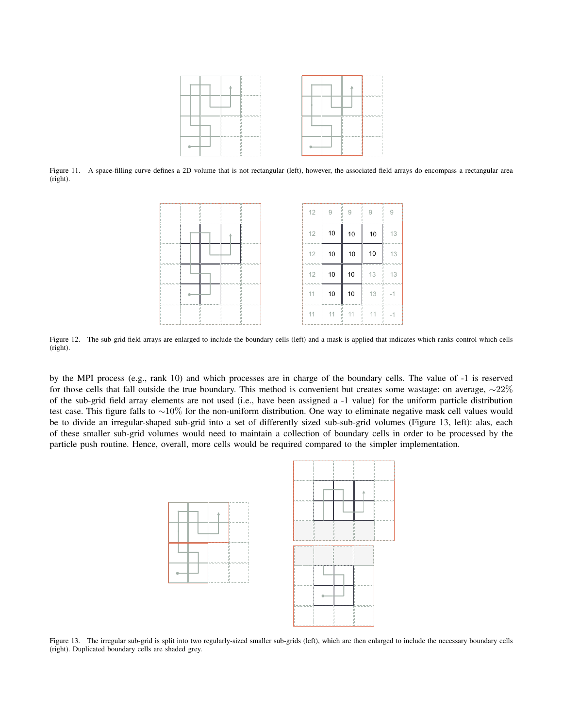Figure 11. A space-filling curve defines a 2D volume that is not rectangular (left), however, the associated field arrays do encompass a rectangular area (right).

Figure 12. The sub-grid field arrays are enlarged to include the boundary cells (left) and a mask is applied that indicates which ranks control which cells (right).

by the MPI process (e.g., rank 10) and which processes are in charge of the boundary cells. The value of -1 is reserved for those cells that fall outside the true boundary. This method is convenient but creates some wastage: on average, $\sim 22\%$ of the sub-grid field array elements are not used (i.e., have been assigned a -1 value) for the uniform particle distribution test case. This figure falls to $\sim 10\%$ for the non-uniform distribution. One way to eliminate negative mask cell values would be to divide an irregular-shaped sub-grid into a set of differently sized sub-sub-grid volumes (Figure 13, left): alas, each of these smaller sub-grid volumes would need to maintain a collection of boundary cells in order to be processed by the particle push routine. Hence, overall, more cells would be required compared to the simpler implementation.

Figure 13. The irregular sub-grid is split into two regularly-sized smaller sub-grids (left), which are then enlarged to include the necessary boundary cells (right). Duplicated boundary cells are shaded grey.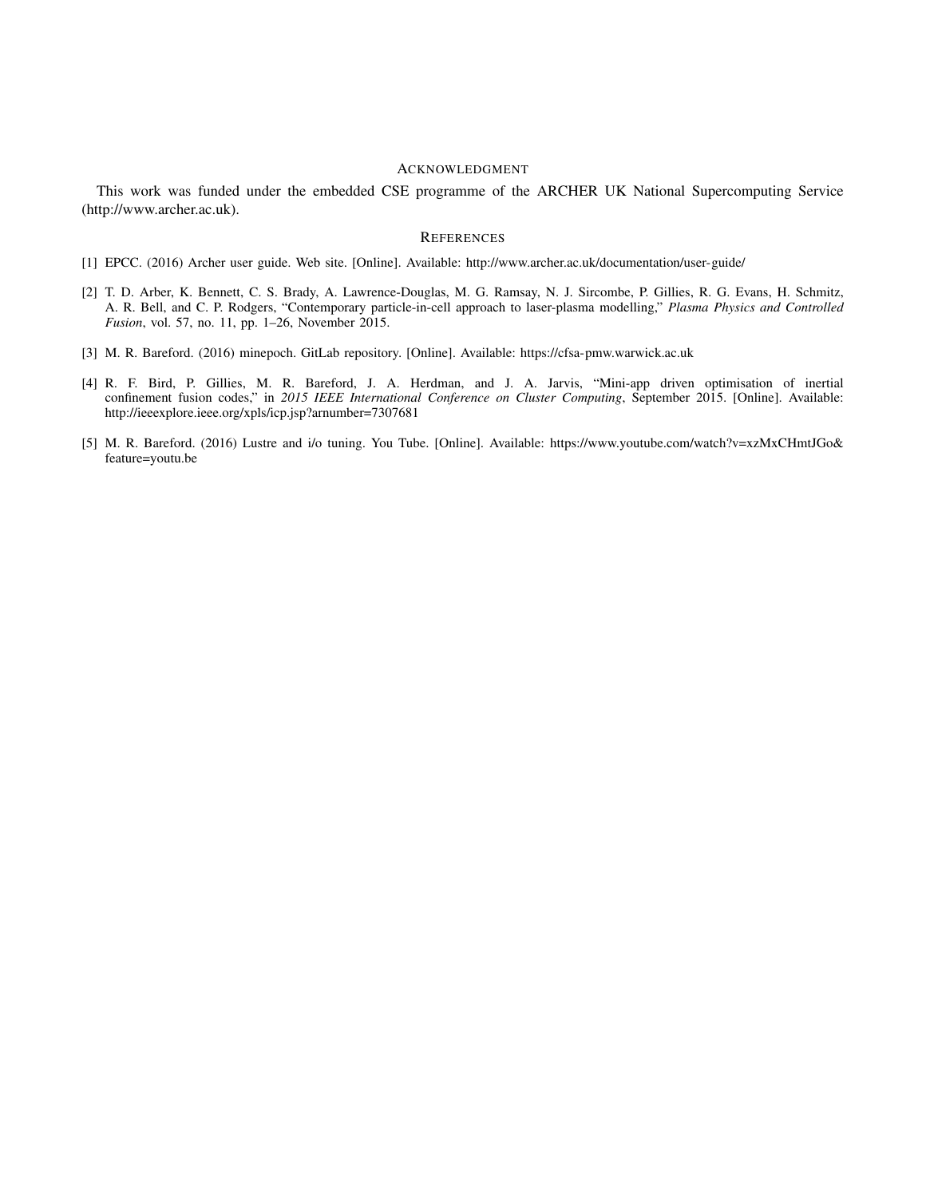## Acknowledgment

This work was funded under the embedded CSE programme of the ARCHER UK National Supercomputing Service (http://www.archer.ac.uk).

## References

[1] EPCC. (2016) Archer user guide. Web site. [Online]. Available: http://www.archer.ac.uk/documentation/user-guide/

[2] T. D. Arber, K. Bennett, C. S. Brady, A. Lawrence-Douglas, M. G. Ramsay, N. J. Sircombe, P. Gillies, R. G. Evans, H. Schmitz, A. R. Bell, and C. P. Rodgers, "Contemporary particle-in-cell approach to laser-plasma modelling," *Plasma Physics and Controlled Fusion*, vol. 57, no. 11, pp. 1–26, November 2015.

[3] M. R. Bareford. (2016) minepoch. GitLab repository. [Online]. Available: https://cfsa-pmw.warwick.ac.uk

[4] R. F. Bird, P. Gillies, M. R. Bareford, J. A. Herdman, and J. A. Jarvis, "Mini-app driven optimisation of inertial confinement fusion codes," in *2015 IEEE International Conference on Cluster Computing*, September 2015. [Online]. Available: http://ieeexplore.ieee.org/xpls/icp.jsp?arnumber=7307681

[5] M. R. Bareford. (2016) Lustre and i/o tuning. You Tube. [Online]. Available: https://www.youtube.com/watch?v=xzMxCHmtJGo&feature=youtu.be